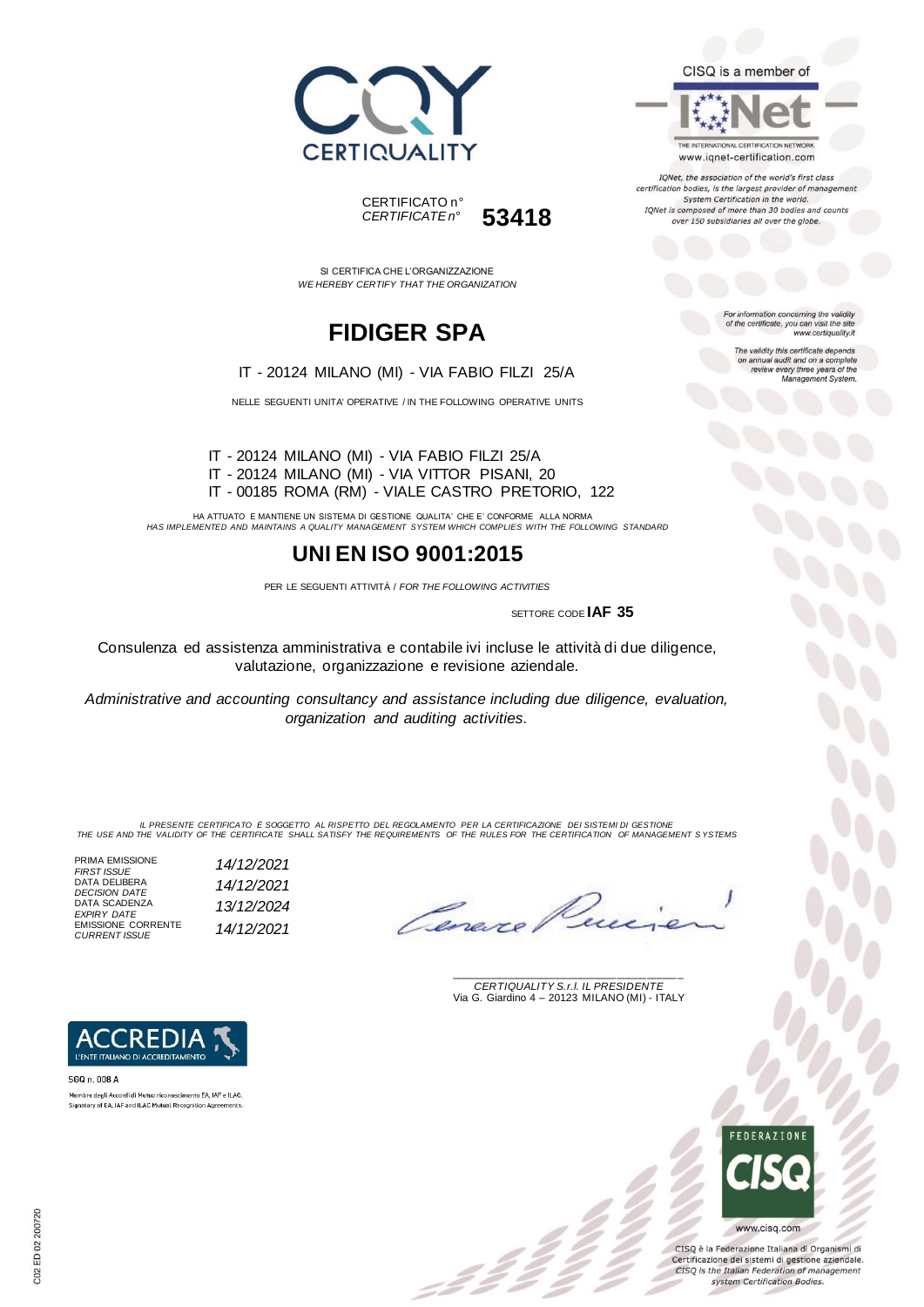CERTIQUALITY

CERTIFICATO n°
*CERTIFICATE n°* **53418**

CISQ is a member of

IQNet — THE INTERNATIONAL CERTIFICATION NETWORK
www.iqnet-certification.com

*IQNet, the association of the world's first class certification bodies, is the largest provider of management System Certification in the world. IQNet is composed of more than 30 bodies and counts over 150 subsidiaries all over the globe.*

*For information concerning the validity of the certificate, you can visit the site www.certiquality.it*

*The validity this certificate depends on annual audit and on a complete review every three years of the Management System.*

SI CERTIFICA CHE L'ORGANIZZAZIONE
*WE HEREBY CERTIFY THAT THE ORGANIZATION*

# FIDIGER SPA

IT - 20124 MILANO (MI) - VIA FABIO FILZI 25/A

NELLE SEGUENTI UNITA' OPERATIVE / IN THE FOLLOWING OPERATIVE UNITS

IT - 20124 MILANO (MI) - VIA FABIO FILZI 25/A
IT - 20124 MILANO (MI) - VIA VITTOR PISANI, 20
IT - 00185 ROMA (RM) - VIALE CASTRO PRETORIO, 122

HA ATTUATO E MANTIENE UN SISTEMA DI GESTIONE QUALITA' CHE E' CONFORME ALLA NORMA
*HAS IMPLEMENTED AND MAINTAINS A QUALITY MANAGEMENT SYSTEM WHICH COMPLIES WITH THE FOLLOWING STANDARD*

## UNI EN ISO 9001:2015

PER LE SEGUENTI ATTIVITÀ / *FOR THE FOLLOWING ACTIVITIES*

SETTORE CODE **IAF 35**

Consulenza ed assistenza amministrativa e contabile ivi incluse le attività di due diligence, valutazione, organizzazione e revisione aziendale.

*Administrative and accounting consultancy and assistance including due diligence, evaluation, organization and auditing activities.*

*IL PRESENTE CERTIFICATO È SOGGETTO AL RISPETTO DEL REGOLAMENTO PER LA CERTIFICAZIONE DEI SISTEMI DI GESTIONE*
*THE USE AND THE VALIDITY OF THE CERTIFICATE SHALL SATISFY THE REQUIREMENTS OF THE RULES FOR THE CERTIFICATION OF MANAGEMENT SYSTEMS*

| | |
|---|---|
| PRIMA EMISSIONE *FIRST ISSUE* | *14/12/2021* |
| DATA DELIBERA *DECISION DATE* | *14/12/2021* |
| DATA SCADENZA *EXPIRY DATE* | *13/12/2024* |
| EMISSIONE CORRENTE *CURRENT ISSUE* | *14/12/2021* |

*CERTIQUALITY S.r.l. IL PRESIDENTE*
Via G. Giardino 4 – 20123 MILANO (MI) - ITALY

ACCREDIA — L'ENTE ITALIANO DI ACCREDITAMENTO
SGQ n. 008 A
Membro degli Accordi di Mutuo riconoscimento EA, IAF e ILAC.
Signatory of EA, IAF and ILAC Mutual Recognition Agreements.

FEDERAZIONE CISQ
www.cisq.com
CISQ è la Federazione Italiana di Organismi di Certificazione dei sistemi di gestione aziendale.
*CISQ is the Italian Federation of management system Certification Bodies.*

C02 ED 02 200720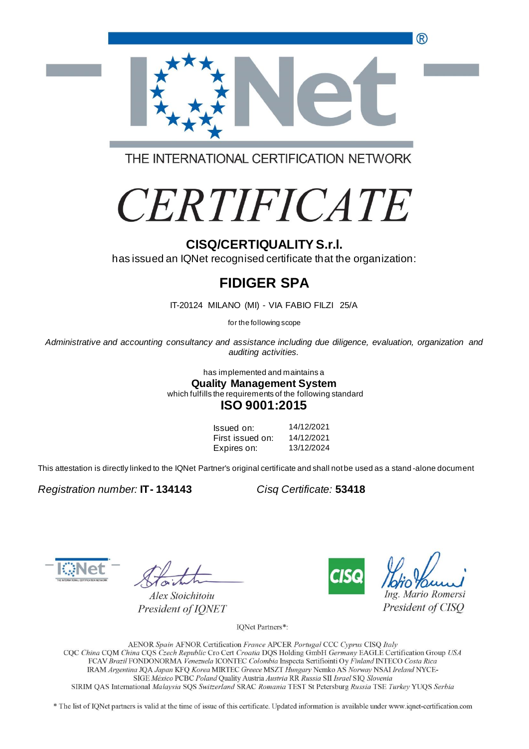THE INTERNATIONAL CERTIFICATION NETWORK

# CERTIFICATE

## CISQ/CERTIQUALITY S.r.l.

has issued an IQNet recognised certificate that the organization:

## FIDIGER SPA

IT-20124 MILANO (MI) - VIA FABIO FILZI 25/A

for the following scope

*Administrative and accounting consultancy and assistance including due diligence, evaluation, organization and auditing activities.*

has implemented and maintains a

**Quality Management System**

which fulfills the requirements of the following standard

**ISO 9001:2015**

| | |
|---|---|
| Issued on: | 14/12/2021 |
| First issued on: | 14/12/2021 |
| Expires on: | 13/12/2024 |

This attestation is directly linked to the IQNet Partner's original certificate and shall not be used as a stand-alone document

*Registration number:* **IT - 134143** *Cisq Certificate:* **53418**

*Alex Stoichitoiu*
*President of IQNET*

*Ing. Mario Romersi*
*President of CISQ*

IQNet Partners*:

AENOR *Spain* AFNOR Certification *France* APCER *Portugal* CCC *Cyprus* CISQ *Italy*
CQC *China* CQM *China* CQS *Czech Republic* Cro Cert *Croatia* DQS Holding GmbH *Germany* EAGLE Certification Group *USA*
FCAV *Brazil* FONDONORMA *Venezuela* ICONTEC *Colombia* Inspecta Sertifiointi Oy *Finland* INTECO *Costa Rica*
IRAM *Argentina* JQA *Japan* KFQ *Korea* MIRTEC *Greece* MSZT *Hungary* Nemko AS *Norway* NSAI *Ireland* NYCE-SIGE *México* PCBC *Poland* Quality Austria *Austria* RR *Russia* SII *Israel* SIQ *Slovenia*
SIRIM QAS International *Malaysia* SQS *Switzerland* SRAC *Romania* TEST St Petersburg *Russia* TSE *Turkey* YUQS *Serbia*

* The list of IQNet partners is valid at the time of issue of this certificate. Updated information is available under www.iqnet-certification.com